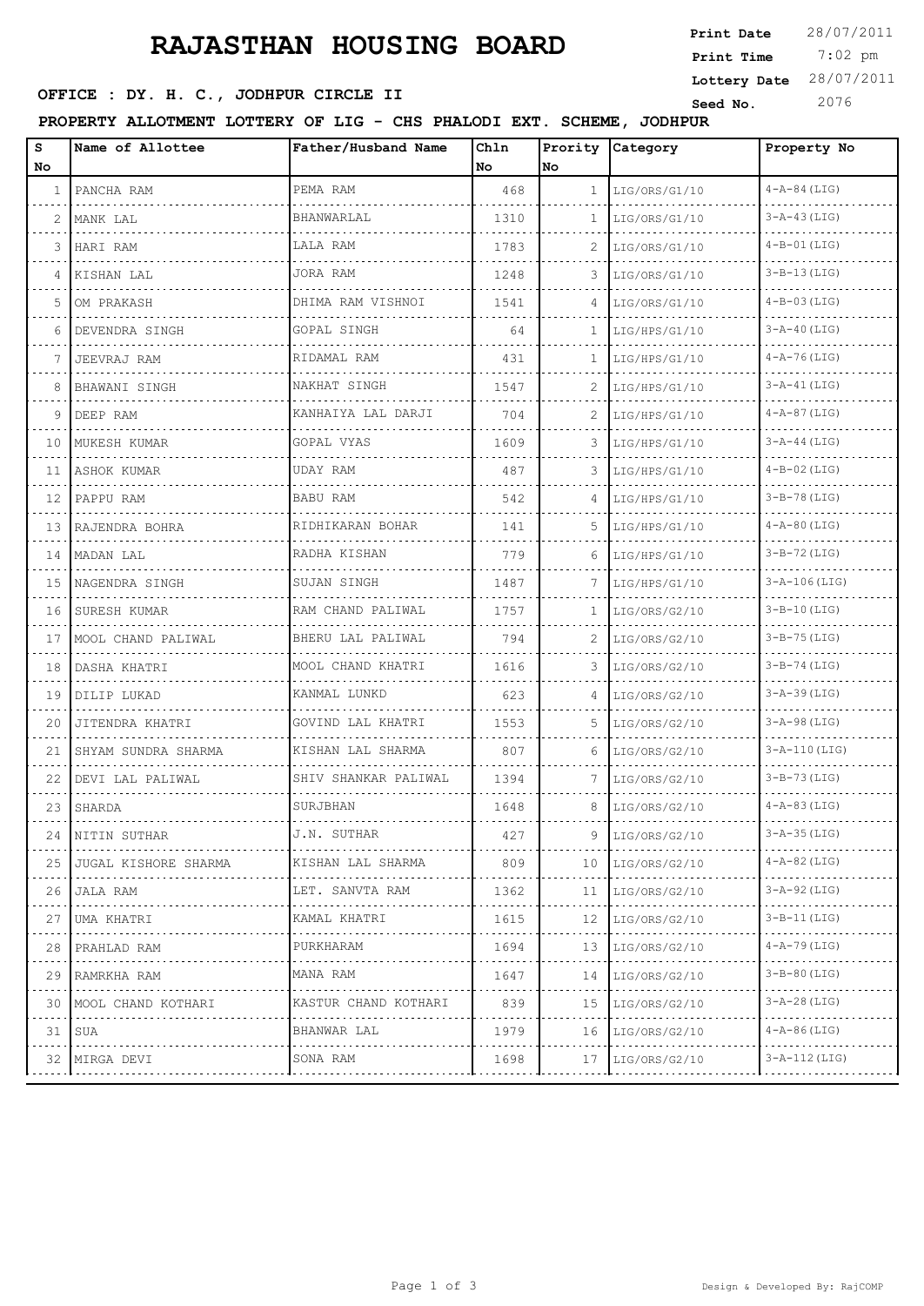# RAJASTHAN HOUSING BOARD

**Print Date** 28/07/2011
**Print Time** 7:02 pm
**Lottery Date** 28/07/2011
**Seed No.** 2076

**OFFICE : DY. H. C., JODHPUR CIRCLE II**

**PROPERTY ALLOTMENT LOTTERY OF LIG - CHS PHALODI EXT. SCHEME, JODHPUR**

| S No | Name of Allottee | Father/Husband Name | Chln No | Prority No | Category | Property No |
|---|---|---|---|---|---|---|
| 1 | PANCHA RAM | PEMA RAM | 468 | 1 | LIG/ORS/G1/10 | 4-A-84(LIG) |
| 2 | MANK LAL | BHANWARLAL | 1310 | 1 | LIG/ORS/G1/10 | 3-A-43(LIG) |
| 3 | HARI RAM | LALA RAM | 1783 | 2 | LIG/ORS/G1/10 | 4-B-01(LIG) |
| 4 | KISHAN LAL | JORA RAM | 1248 | 3 | LIG/ORS/G1/10 | 3-B-13(LIG) |
| 5 | OM PRAKASH | DHIMA RAM VISHNOI | 1541 | 4 | LIG/ORS/G1/10 | 4-B-03(LIG) |
| 6 | DEVENDRA SINGH | GOPAL SINGH | 64 | 1 | LIG/HPS/G1/10 | 3-A-40(LIG) |
| 7 | JEEVRAJ RAM | RIDAMAL RAM | 431 | 1 | LIG/HPS/G1/10 | 4-A-76(LIG) |
| 8 | BHAWANI SINGH | NAKHAT SINGH | 1547 | 2 | LIG/HPS/G1/10 | 3-A-41(LIG) |
| 9 | DEEP RAM | KANHAIYA LAL DARJI | 704 | 2 | LIG/HPS/G1/10 | 4-A-87(LIG) |
| 10 | MUKESH KUMAR | GOPAL VYAS | 1609 | 3 | LIG/HPS/G1/10 | 3-A-44(LIG) |
| 11 | ASHOK KUMAR | UDAY RAM | 487 | 3 | LIG/HPS/G1/10 | 4-B-02(LIG) |
| 12 | PAPPU RAM | BABU RAM | 542 | 4 | LIG/HPS/G1/10 | 3-B-78(LIG) |
| 13 | RAJENDRA BOHRA | RIDHIKARAN BOHAR | 141 | 5 | LIG/HPS/G1/10 | 4-A-80(LIG) |
| 14 | MADAN LAL | RADHA KISHAN | 779 | 6 | LIG/HPS/G1/10 | 3-B-72(LIG) |
| 15 | NAGENDRA SINGH | SUJAN SINGH | 1487 | 7 | LIG/HPS/G1/10 | 3-A-106(LIG) |
| 16 | SURESH KUMAR | RAM CHAND PALIWAL | 1757 | 1 | LIG/ORS/G2/10 | 3-B-10(LIG) |
| 17 | MOOL CHAND PALIWAL | BHERU LAL PALIWAL | 794 | 2 | LIG/ORS/G2/10 | 3-B-75(LIG) |
| 18 | DASHA KHATRI | MOOL CHAND KHATRI | 1616 | 3 | LIG/ORS/G2/10 | 3-B-74(LIG) |
| 19 | DILIP LUKAD | KANMAL LUNKD | 623 | 4 | LIG/ORS/G2/10 | 3-A-39(LIG) |
| 20 | JITENDRA KHATRI | GOVIND LAL KHATRI | 1553 | 5 | LIG/ORS/G2/10 | 3-A-98(LIG) |
| 21 | SHYAM SUNDRA SHARMA | KISHAN LAL SHARMA | 807 | 6 | LIG/ORS/G2/10 | 3-A-110(LIG) |
| 22 | DEVI LAL PALIWAL | SHIV SHANKAR PALIWAL | 1394 | 7 | LIG/ORS/G2/10 | 3-B-73(LIG) |
| 23 | SHARDA | SURJBHAN | 1648 | 8 | LIG/ORS/G2/10 | 4-A-83(LIG) |
| 24 | NITIN SUTHAR | J.N. SUTHAR | 427 | 9 | LIG/ORS/G2/10 | 3-A-35(LIG) |
| 25 | JUGAL KISHORE SHARMA | KISHAN LAL SHARMA | 809 | 10 | LIG/ORS/G2/10 | 4-A-82(LIG) |
| 26 | JALA RAM | LET. SANVTA RAM | 1362 | 11 | LIG/ORS/G2/10 | 3-A-92(LIG) |
| 27 | UMA KHATRI | KAMAL KHATRI | 1615 | 12 | LIG/ORS/G2/10 | 3-B-11(LIG) |
| 28 | PRAHLAD RAM | PURKHARAM | 1694 | 13 | LIG/ORS/G2/10 | 4-A-79(LIG) |
| 29 | RAMRKHA RAM | MANA RAM | 1647 | 14 | LIG/ORS/G2/10 | 3-B-80(LIG) |
| 30 | MOOL CHAND KOTHARI | KASTUR CHAND KOTHARI | 839 | 15 | LIG/ORS/G2/10 | 3-A-28(LIG) |
| 31 | SUA | BHANWAR LAL | 1979 | 16 | LIG/ORS/G2/10 | 4-A-86(LIG) |
| 32 | MIRGA DEVI | SONA RAM | 1698 | 17 | LIG/ORS/G2/10 | 3-A-112(LIG) |

Design & Developed By: RajCOMP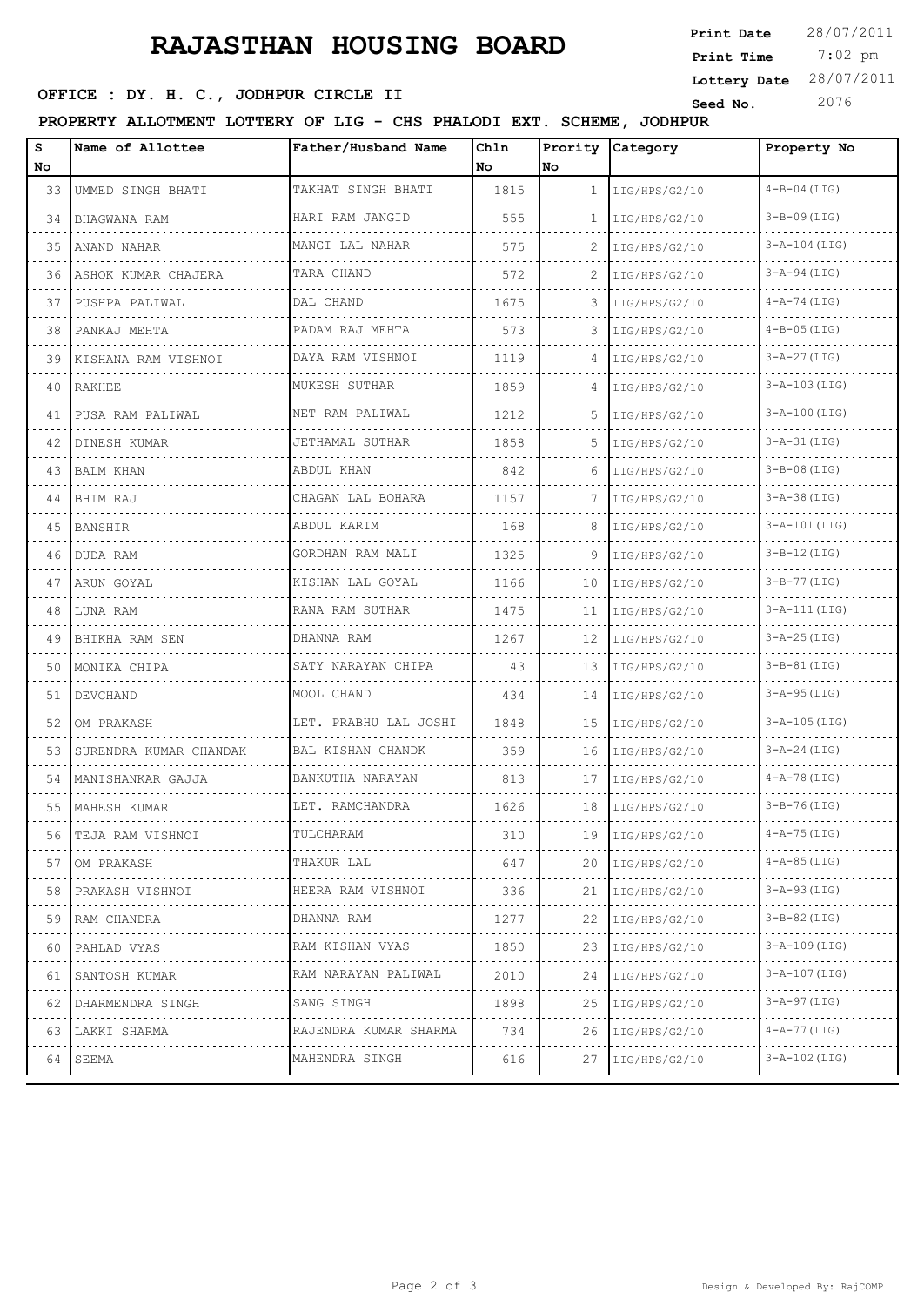# RAJASTHAN HOUSING BOARD

**Print Date** 28/07/2011
**Print Time** 7:02 pm
**Lottery Date** 28/07/2011
**Seed No.** 2076

**OFFICE : DY. H. C., JODHPUR CIRCLE II**

**PROPERTY ALLOTMENT LOTTERY OF LIG - CHS PHALODI EXT. SCHEME, JODHPUR**

| S No | Name of Allottee | Father/Husband Name | Chln No | Prority No | Category | Property No |
|---|---|---|---|---|---|---|
| 33 | UMMED SINGH BHATI | TAKHAT SINGH BHATI | 1815 | 1 | LIG/HPS/G2/10 | 4-B-04(LIG) |
| 34 | BHAGWANA RAM | HARI RAM JANGID | 555 | 1 | LIG/HPS/G2/10 | 3-B-09(LIG) |
| 35 | ANAND NAHAR | MANGI LAL NAHAR | 575 | 2 | LIG/HPS/G2/10 | 3-A-104(LIG) |
| 36 | ASHOK KUMAR CHAJERA | TARA CHAND | 572 | 2 | LIG/HPS/G2/10 | 3-A-94(LIG) |
| 37 | PUSHPA PALIWAL | DAL CHAND | 1675 | 3 | LIG/HPS/G2/10 | 4-A-74(LIG) |
| 38 | PANKAJ MEHTA | PADAM RAJ MEHTA | 573 | 3 | LIG/HPS/G2/10 | 4-B-05(LIG) |
| 39 | KISHANA RAM VISHNOI | DAYA RAM VISHNOI | 1119 | 4 | LIG/HPS/G2/10 | 3-A-27(LIG) |
| 40 | RAKHEE | MUKESH SUTHAR | 1859 | 4 | LIG/HPS/G2/10 | 3-A-103(LIG) |
| 41 | PUSA RAM PALIWAL | NET RAM PALIWAL | 1212 | 5 | LIG/HPS/G2/10 | 3-A-100(LIG) |
| 42 | DINESH KUMAR | JETHAMAL SUTHAR | 1858 | 5 | LIG/HPS/G2/10 | 3-A-31(LIG) |
| 43 | BALM KHAN | ABDUL KHAN | 842 | 6 | LIG/HPS/G2/10 | 3-B-08(LIG) |
| 44 | BHIM RAJ | CHAGAN LAL BOHARA | 1157 | 7 | LIG/HPS/G2/10 | 3-A-38(LIG) |
| 45 | BANSHIR | ABDUL KARIM | 168 | 8 | LIG/HPS/G2/10 | 3-A-101(LIG) |
| 46 | DUDA RAM | GORDHAN RAM MALI | 1325 | 9 | LIG/HPS/G2/10 | 3-B-12(LIG) |
| 47 | ARUN GOYAL | KISHAN LAL GOYAL | 1166 | 10 | LIG/HPS/G2/10 | 3-B-77(LIG) |
| 48 | LUNA RAM | RANA RAM SUTHAR | 1475 | 11 | LIG/HPS/G2/10 | 3-A-111(LIG) |
| 49 | BHIKHA RAM SEN | DHANNA RAM | 1267 | 12 | LIG/HPS/G2/10 | 3-A-25(LIG) |
| 50 | MONIKA CHIPA | SATY NARAYAN CHIPA | 43 | 13 | LIG/HPS/G2/10 | 3-B-81(LIG) |
| 51 | DEVCHAND | MOOL CHAND | 434 | 14 | LIG/HPS/G2/10 | 3-A-95(LIG) |
| 52 | OM PRAKASH | LET. PRABHU LAL JOSHI | 1848 | 15 | LIG/HPS/G2/10 | 3-A-105(LIG) |
| 53 | SURENDRA KUMAR CHANDAK | BAL KISHAN CHANDK | 359 | 16 | LIG/HPS/G2/10 | 3-A-24(LIG) |
| 54 | MANISHANKAR GAJJA | BANKUTHA NARAYAN | 813 | 17 | LIG/HPS/G2/10 | 4-A-78(LIG) |
| 55 | MAHESH KUMAR | LET. RAMCHANDRA | 1626 | 18 | LIG/HPS/G2/10 | 3-B-76(LIG) |
| 56 | TEJA RAM VISHNOI | TULCHARAM | 310 | 19 | LIG/HPS/G2/10 | 4-A-75(LIG) |
| 57 | OM PRAKASH | THAKUR LAL | 647 | 20 | LIG/HPS/G2/10 | 4-A-85(LIG) |
| 58 | PRAKASH VISHNOI | HEERA RAM VISHNOI | 336 | 21 | LIG/HPS/G2/10 | 3-A-93(LIG) |
| 59 | RAM CHANDRA | DHANNA RAM | 1277 | 22 | LIG/HPS/G2/10 | 3-B-82(LIG) |
| 60 | PAHLAD VYAS | RAM KISHAN VYAS | 1850 | 23 | LIG/HPS/G2/10 | 3-A-109(LIG) |
| 61 | SANTOSH KUMAR | RAM NARAYAN PALIWAL | 2010 | 24 | LIG/HPS/G2/10 | 3-A-107(LIG) |
| 62 | DHARMENDRA SINGH | SANG SINGH | 1898 | 25 | LIG/HPS/G2/10 | 3-A-97(LIG) |
| 63 | LAKKI SHARMA | RAJENDRA KUMAR SHARMA | 734 | 26 | LIG/HPS/G2/10 | 4-A-77(LIG) |
| 64 | SEEMA | MAHENDRA SINGH | 616 | 27 | LIG/HPS/G2/10 | 3-A-102(LIG) |

Design & Developed By: RajCOMP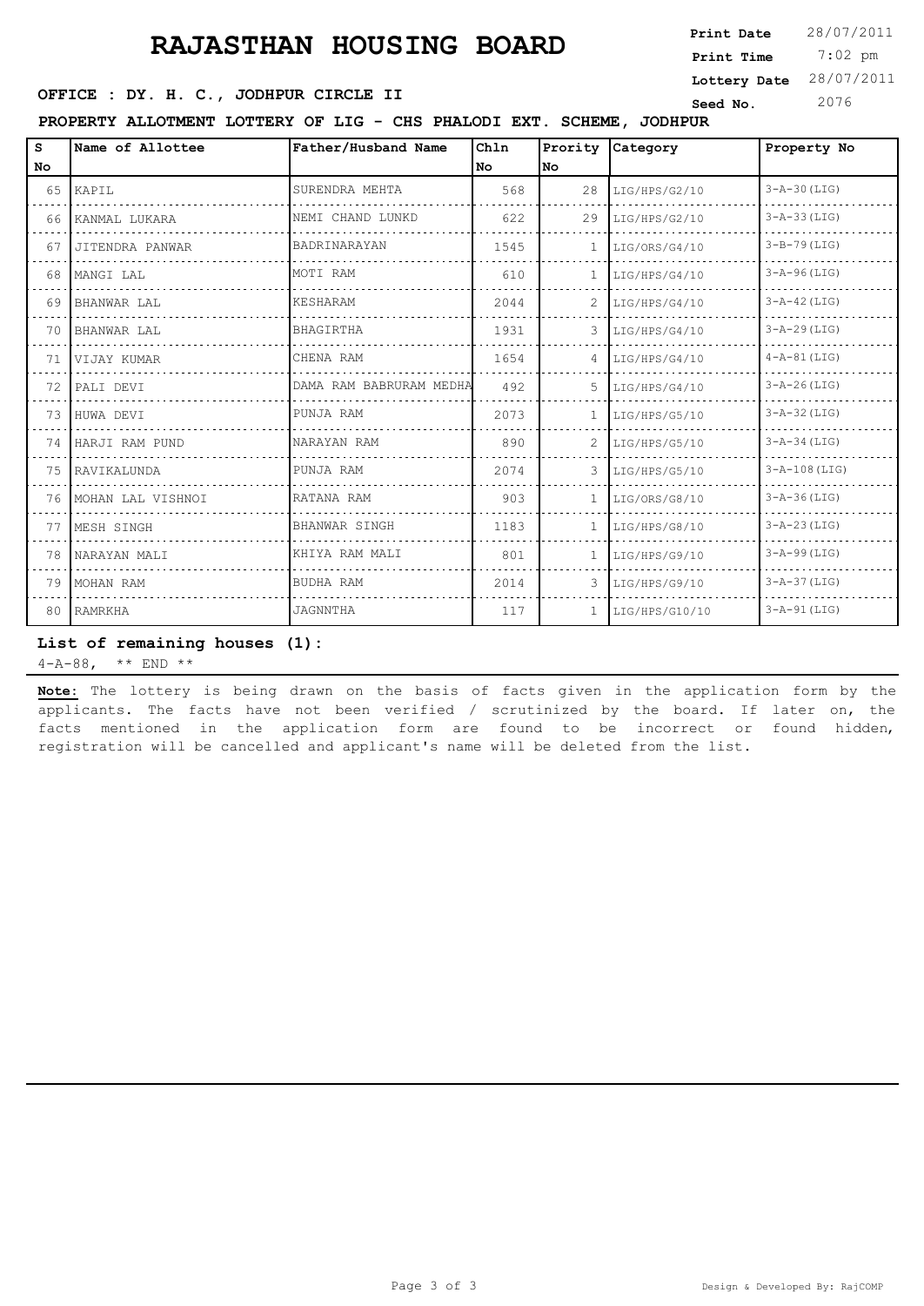# RAJASTHAN HOUSING BOARD

**Print Date** 28/07/2011
**Print Time** 7:02 pm
**Lottery Date** 28/07/2011
**Seed No.** 2076

**OFFICE : DY. H. C., JODHPUR CIRCLE II**

**PROPERTY ALLOTMENT LOTTERY OF LIG - CHS PHALODI EXT. SCHEME, JODHPUR**

| S No | Name of Allottee | Father/Husband Name | Chln No | Prority No | Category | Property No |
|---|---|---|---|---|---|---|
| 65 | KAPIL | SURENDRA MEHTA | 568 | 28 | LIG/HPS/G2/10 | 3-A-30(LIG) |
| 66 | KANMAL LUKARA | NEMI CHAND LUNKD | 622 | 29 | LIG/HPS/G2/10 | 3-A-33(LIG) |
| 67 | JITENDRA PANWAR | BADRINARAYAN | 1545 | 1 | LIG/ORS/G4/10 | 3-B-79(LIG) |
| 68 | MANGI LAL | MOTI RAM | 610 | 1 | LIG/HPS/G4/10 | 3-A-96(LIG) |
| 69 | BHANWAR LAL | KESHARAM | 2044 | 2 | LIG/HPS/G4/10 | 3-A-42(LIG) |
| 70 | BHANWAR LAL | BHAGIRTHA | 1931 | 3 | LIG/HPS/G4/10 | 3-A-29(LIG) |
| 71 | VIJAY KUMAR | CHENA RAM | 1654 | 4 | LIG/HPS/G4/10 | 4-A-81(LIG) |
| 72 | PALI DEVI | DAMA RAM BABRURAM MEDHA | 492 | 5 | LIG/HPS/G4/10 | 3-A-26(LIG) |
| 73 | HUWA DEVI | PUNJA RAM | 2073 | 1 | LIG/HPS/G5/10 | 3-A-32(LIG) |
| 74 | HARJI RAM PUND | NARAYAN RAM | 890 | 2 | LIG/HPS/G5/10 | 3-A-34(LIG) |
| 75 | RAVIKALUNDA | PUNJA RAM | 2074 | 3 | LIG/HPS/G5/10 | 3-A-108(LIG) |
| 76 | MOHAN LAL VISHNOI | RATANA RAM | 903 | 1 | LIG/ORS/G8/10 | 3-A-36(LIG) |
| 77 | MESH SINGH | BHANWAR SINGH | 1183 | 1 | LIG/HPS/G8/10 | 3-A-23(LIG) |
| 78 | NARAYAN MALI | KHIYA RAM MALI | 801 | 1 | LIG/HPS/G9/10 | 3-A-99(LIG) |
| 79 | MOHAN RAM | BUDHA RAM | 2014 | 3 | LIG/HPS/G9/10 | 3-A-37(LIG) |
| 80 | RAMRKHA | JAGNNTHA | 117 | 1 | LIG/HPS/G10/10 | 3-A-91(LIG) |

**List of remaining houses (1):**

4-A-88, ** END **

**Note:** The lottery is being drawn on the basis of facts given in the application form by the applicants. The facts have not been verified / scrutinized by the board. If later on, the facts mentioned in the application form are found to be incorrect or found hidden, registration will be cancelled and applicant's name will be deleted from the list.

Design & Developed By: RajCOMP